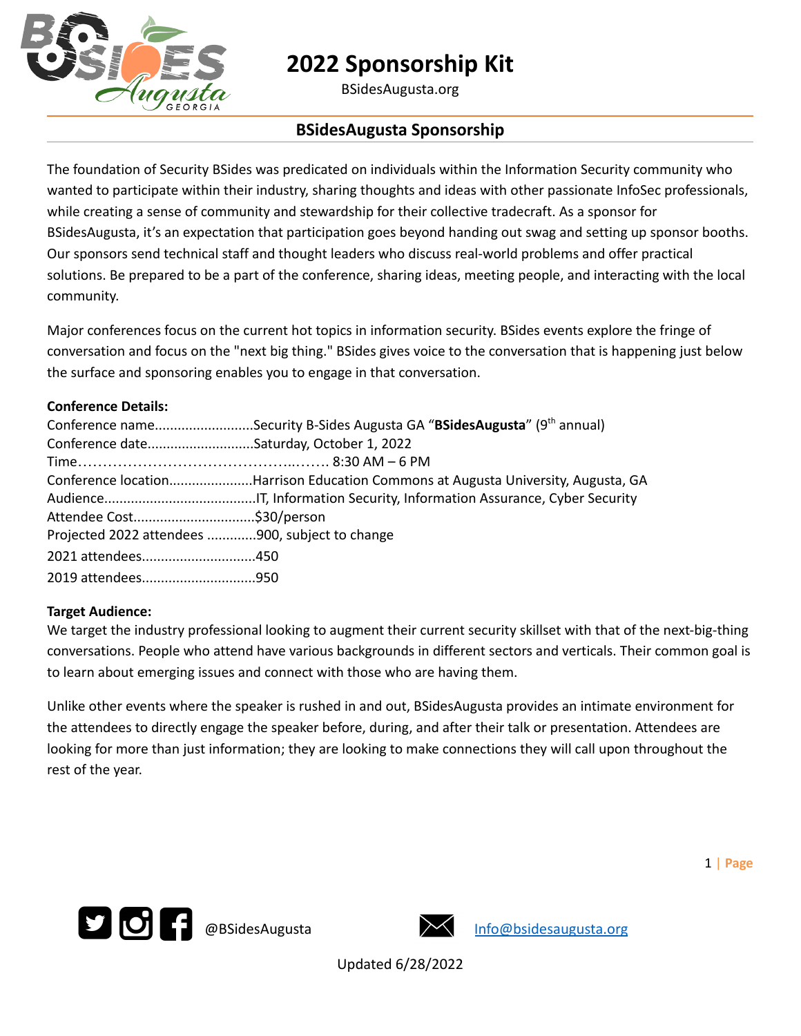# 2022 Sponsorship Kit

BSidesAugusta.org

## BSidesAugusta Sponsorship

The foundation of Security BSides was predicated on individuals within the Information Security community who wanted to participate within their industry, sharing thoughts and ideas with other passionate InfoSec professionals, while creating a sense of community and stewardship for their collective tradecraft. As a sponsor for BSidesAugusta, it's an expectation that participation goes beyond handing out swag and setting up sponsor booths. Our sponsors send technical staff and thought leaders who discuss real-world problems and offer practical solutions. Be prepared to be a part of the conference, sharing ideas, meeting people, and interacting with the local community.

Major conferences focus on the current hot topics in information security. BSides events explore the fringe of conversation and focus on the "next big thing." BSides gives voice to the conversation that is happening just below the surface and sponsoring enables you to engage in that conversation.

**Conference Details:**

Conference name..........................Security B-Sides Augusta GA "**BSidesAugusta**" (9th annual)
Conference date............................Saturday, October 1, 2022
Time……………………………………..……. 8:30 AM – 6 PM
Conference location......................Harrison Education Commons at Augusta University, Augusta, GA
Audience........................................IT, Information Security, Information Assurance, Cyber Security
Attendee Cost................................$30/person
Projected 2022 attendees .............900, subject to change
2021 attendees..............................450
2019 attendees..............................950

**Target Audience:**

We target the industry professional looking to augment their current security skillset with that of the next-big-thing conversations. People who attend have various backgrounds in different sectors and verticals. Their common goal is to learn about emerging issues and connect with those who are having them.

Unlike other events where the speaker is rushed in and out, BSidesAugusta provides an intimate environment for the attendees to directly engage the speaker before, during, and after their talk or presentation. Attendees are looking for more than just information; they are looking to make connections they will call upon throughout the rest of the year.

@BSidesAugusta Info@bsidesaugusta.org

Updated 6/28/2022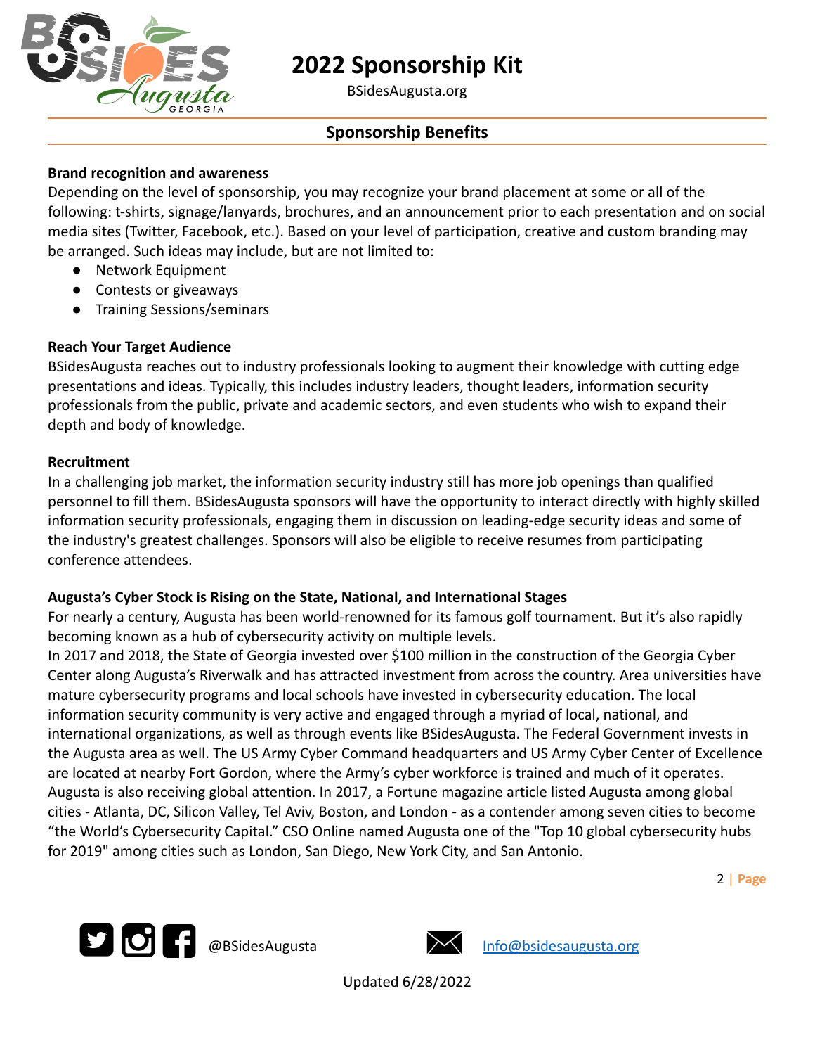## Sponsorship Benefits

**Brand recognition and awareness**

Depending on the level of sponsorship, you may recognize your brand placement at some or all of the following: t-shirts, signage/lanyards, brochures, and an announcement prior to each presentation and on social media sites (Twitter, Facebook, etc.). Based on your level of participation, creative and custom branding may be arranged. Such ideas may include, but are not limited to:

- Network Equipment
- Contests or giveaways
- Training Sessions/seminars

**Reach Your Target Audience**

BSidesAugusta reaches out to industry professionals looking to augment their knowledge with cutting edge presentations and ideas. Typically, this includes industry leaders, thought leaders, information security professionals from the public, private and academic sectors, and even students who wish to expand their depth and body of knowledge.

**Recruitment**

In a challenging job market, the information security industry still has more job openings than qualified personnel to fill them. BSidesAugusta sponsors will have the opportunity to interact directly with highly skilled information security professionals, engaging them in discussion on leading-edge security ideas and some of the industry's greatest challenges. Sponsors will also be eligible to receive resumes from participating conference attendees.

**Augusta's Cyber Stock is Rising on the State, National, and International Stages**

For nearly a century, Augusta has been world-renowned for its famous golf tournament. But it's also rapidly becoming known as a hub of cybersecurity activity on multiple levels.

In 2017 and 2018, the State of Georgia invested over $100 million in the construction of the Georgia Cyber Center along Augusta's Riverwalk and has attracted investment from across the country. Area universities have mature cybersecurity programs and local schools have invested in cybersecurity education. The local information security community is very active and engaged through a myriad of local, national, and international organizations, as well as through events like BSidesAugusta. The Federal Government invests in the Augusta area as well. The US Army Cyber Command headquarters and US Army Cyber Center of Excellence are located at nearby Fort Gordon, where the Army's cyber workforce is trained and much of it operates. Augusta is also receiving global attention. In 2017, a Fortune magazine article listed Augusta among global cities - Atlanta, DC, Silicon Valley, Tel Aviv, Boston, and London - as a contender among seven cities to become "the World's Cybersecurity Capital." CSO Online named Augusta one of the "Top 10 global cybersecurity hubs for 2019" among cities such as London, San Diego, New York City, and San Antonio.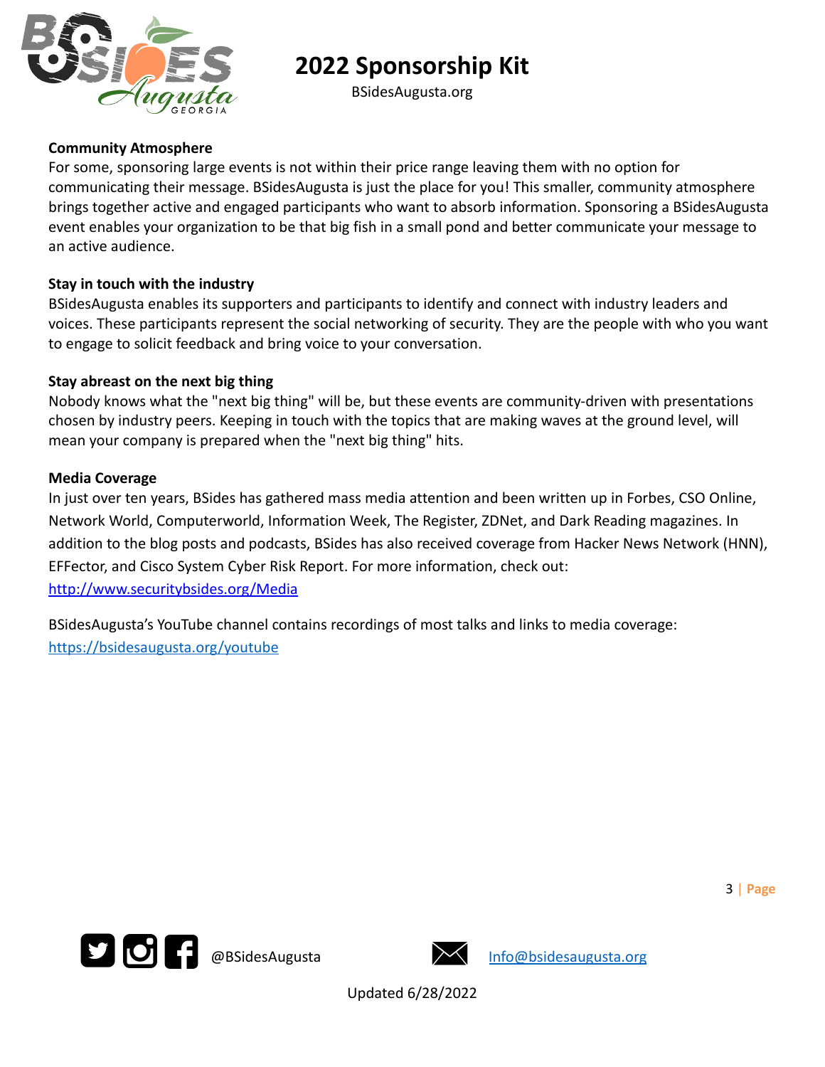### Community Atmosphere

For some, sponsoring large events is not within their price range leaving them with no option for communicating their message. BSidesAugusta is just the place for you! This smaller, community atmosphere brings together active and engaged participants who want to absorb information. Sponsoring a BSidesAugusta event enables your organization to be that big fish in a small pond and better communicate your message to an active audience.

### Stay in touch with the industry

BSidesAugusta enables its supporters and participants to identify and connect with industry leaders and voices. These participants represent the social networking of security. They are the people with who you want to engage to solicit feedback and bring voice to your conversation.

### Stay abreast on the next big thing

Nobody knows what the "next big thing" will be, but these events are community-driven with presentations chosen by industry peers. Keeping in touch with the topics that are making waves at the ground level, will mean your company is prepared when the "next big thing" hits.

### Media Coverage

In just over ten years, BSides has gathered mass media attention and been written up in Forbes, CSO Online, Network World, Computerworld, Information Week, The Register, ZDNet, and Dark Reading magazines. In addition to the blog posts and podcasts, BSides has also received coverage from Hacker News Network (HNN), EFFector, and Cisco System Cyber Risk Report. For more information, check out: http://www.securitybsides.org/Media

BSidesAugusta's YouTube channel contains recordings of most talks and links to media coverage: https://bsidesaugusta.org/youtube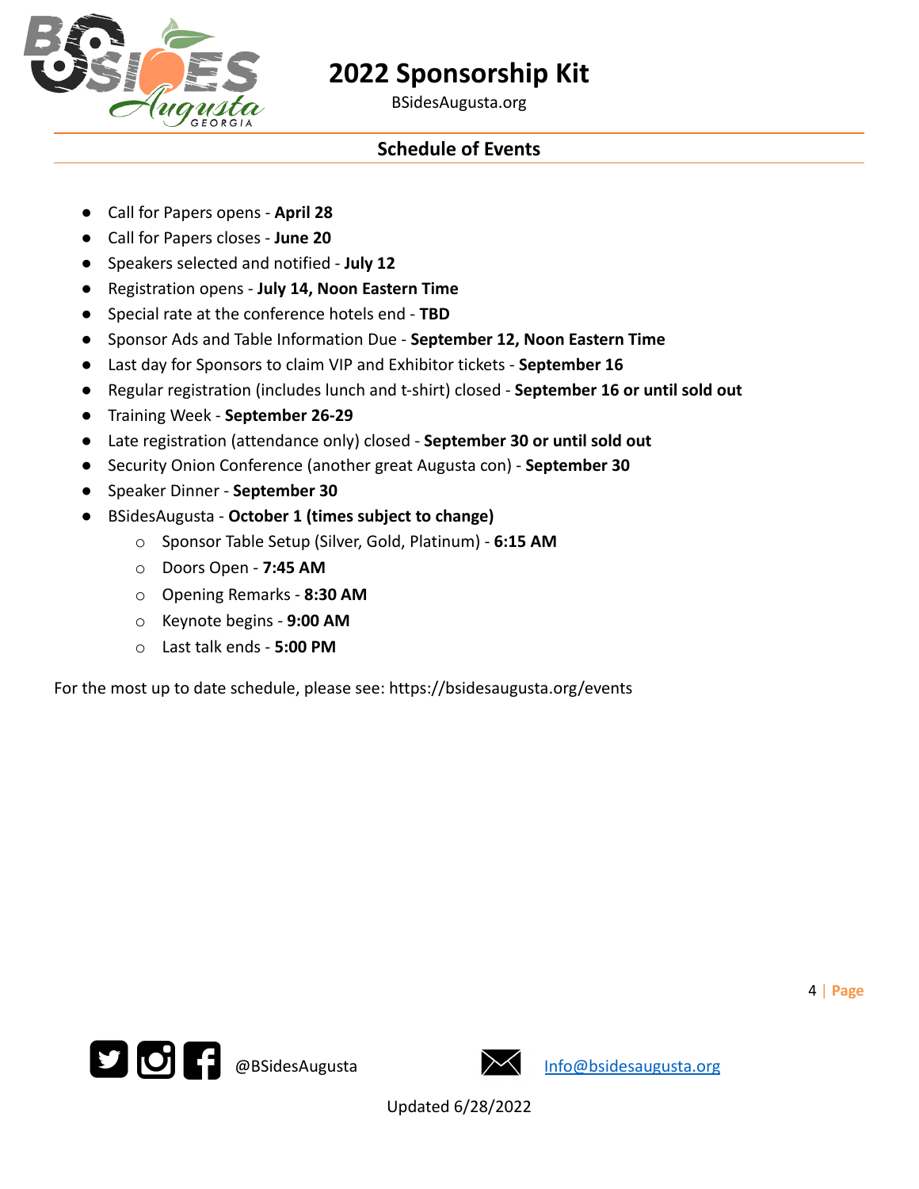## Schedule of Events

- Call for Papers opens - **April 28**
- Call for Papers closes - **June 20**
- Speakers selected and notified - **July 12**
- Registration opens - **July 14, Noon Eastern Time**
- Special rate at the conference hotels end - **TBD**
- Sponsor Ads and Table Information Due - **September 12, Noon Eastern Time**
- Last day for Sponsors to claim VIP and Exhibitor tickets - **September 16**
- Regular registration (includes lunch and t-shirt) closed - **September 16 or until sold out**
- Training Week - **September 26-29**
- Late registration (attendance only) closed - **September 30 or until sold out**
- Security Onion Conference (another great Augusta con) - **September 30**
- Speaker Dinner - **September 30**
- BSidesAugusta - **October 1 (times subject to change)**
  - Sponsor Table Setup (Silver, Gold, Platinum) - **6:15 AM**
  - Doors Open - **7:45 AM**
  - Opening Remarks - **8:30 AM**
  - Keynote begins - **9:00 AM**
  - Last talk ends - **5:00 PM**

For the most up to date schedule, please see: https://bsidesaugusta.org/events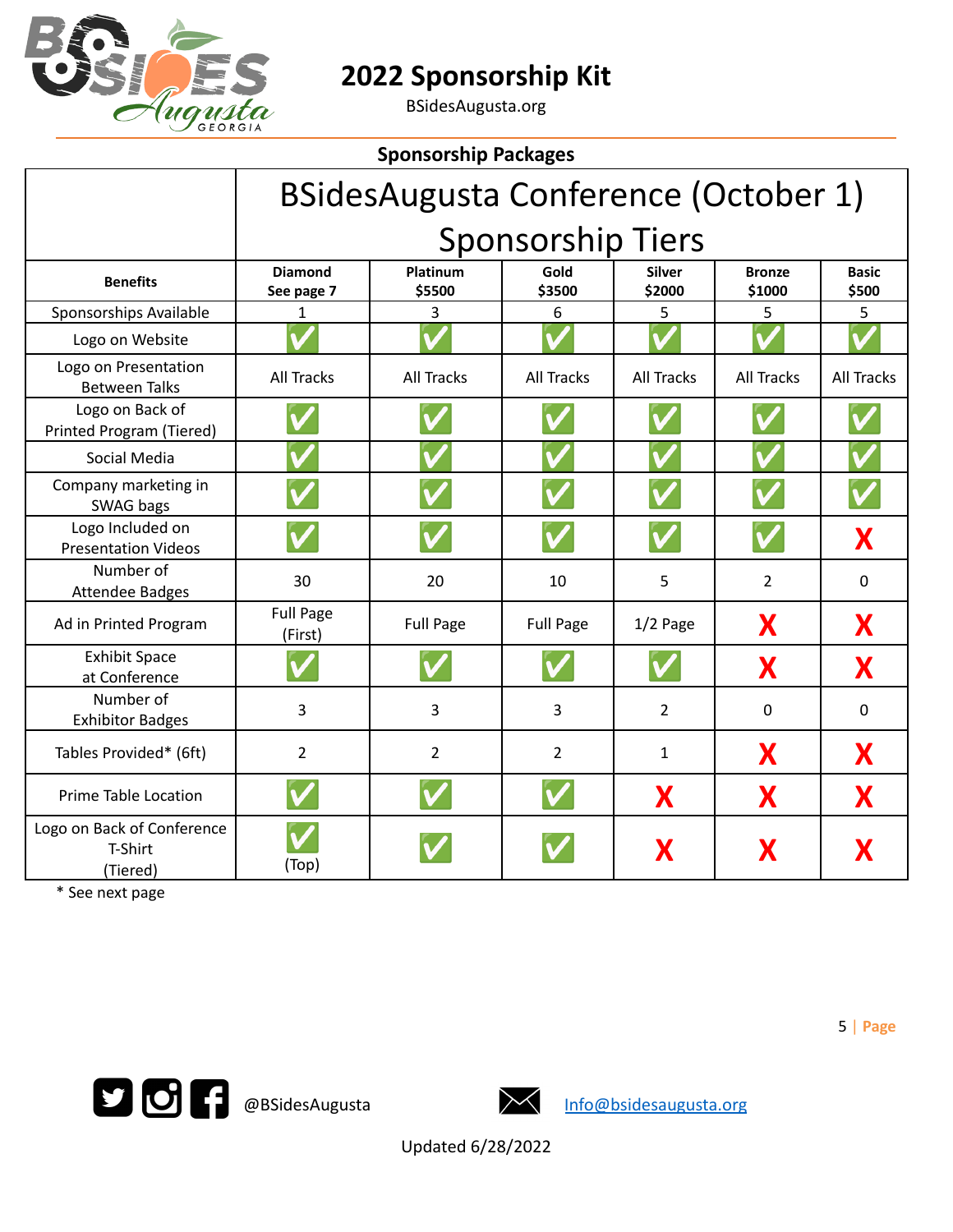# 2022 Sponsorship Kit

BSidesAugusta.org

## Sponsorship Packages

| | BSidesAugusta Conference (October 1) Sponsorship Tiers | | | | | |
|---|---|---|---|---|---|---|
| **Benefits** | **Diamond** **See page 7** | **Platinum** **$5500** | **Gold** **$3500** | **Silver** **$2000** | **Bronze** **$1000** | **Basic** **$500** |
| Sponsorships Available | 1 | 3 | 6 | 5 | 5 | 5 |
| Logo on Website | ✅ | ✅ | ✅ | ✅ | ✅ | ✅ |
| Logo on Presentation Between Talks | All Tracks | All Tracks | All Tracks | All Tracks | All Tracks | All Tracks |
| Logo on Back of Printed Program (Tiered) | ✅ | ✅ | ✅ | ✅ | ✅ | ✅ |
| Social Media | ✅ | ✅ | ✅ | ✅ | ✅ | ✅ |
| Company marketing in SWAG bags | ✅ | ✅ | ✅ | ✅ | ✅ | ✅ |
| Logo Included on Presentation Videos | ✅ | ✅ | ✅ | ✅ | ✅ | X |
| Number of Attendee Badges | 30 | 20 | 10 | 5 | 2 | 0 |
| Ad in Printed Program | Full Page (First) | Full Page | Full Page | 1/2 Page | X | X |
| Exhibit Space at Conference | ✅ | ✅ | ✅ | ✅ | X | X |
| Number of Exhibitor Badges | 3 | 3 | 3 | 2 | 0 | 0 |
| Tables Provided* (6ft) | 2 | 2 | 2 | 1 | X | X |
| Prime Table Location | ✅ | ✅ | ✅ | X | X | X |
| Logo on Back of Conference T-Shirt (Tiered) | ✅ (Top) | ✅ | ✅ | X | X | X |

\* See next page

@BSidesAugusta

Info@bsidesaugusta.org

Updated 6/28/2022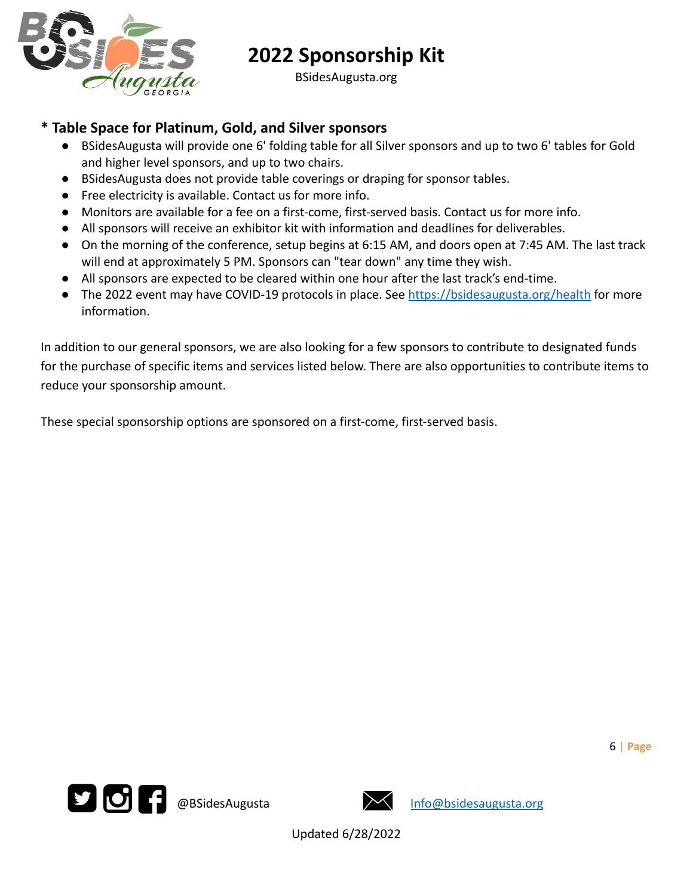### * Table Space for Platinum, Gold, and Silver sponsors

- BSidesAugusta will provide one 6' folding table for all Silver sponsors and up to two 6' tables for Gold and higher level sponsors, and up to two chairs.
- BSidesAugusta does not provide table coverings or draping for sponsor tables.
- Free electricity is available. Contact us for more info.
- Monitors are available for a fee on a first-come, first-served basis. Contact us for more info.
- All sponsors will receive an exhibitor kit with information and deadlines for deliverables.
- On the morning of the conference, setup begins at 6:15 AM, and doors open at 7:45 AM. The last track will end at approximately 5 PM. Sponsors can "tear down" any time they wish.
- All sponsors are expected to be cleared within one hour after the last track's end-time.
- The 2022 event may have COVID-19 protocols in place. See https://bsidesaugusta.org/health for more information.

In addition to our general sponsors, we are also looking for a few sponsors to contribute to designated funds for the purchase of specific items and services listed below. There are also opportunities to contribute items to reduce your sponsorship amount.

These special sponsorship options are sponsored on a first-come, first-served basis.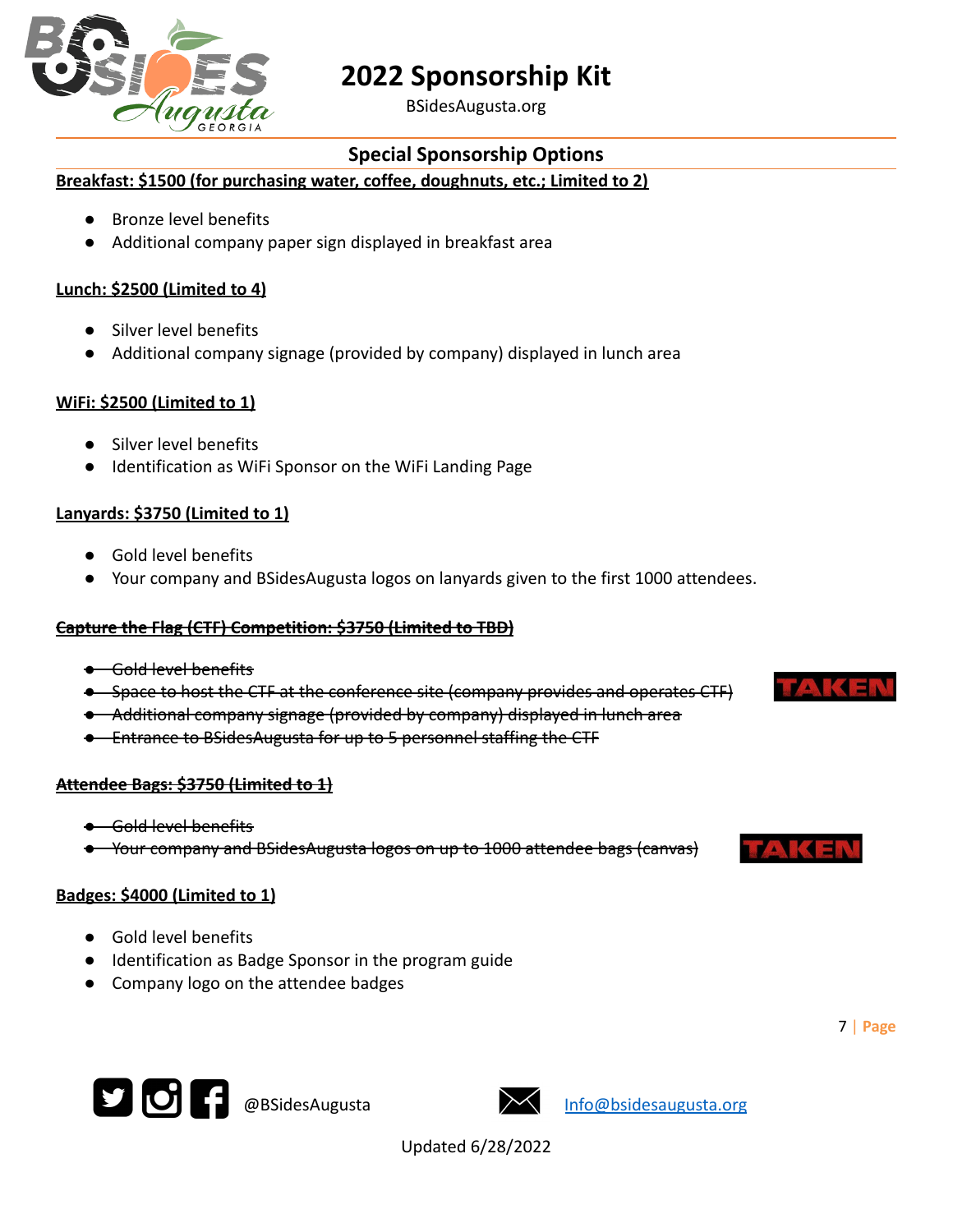# 2022 Sponsorship Kit

BSidesAugusta.org

## Special Sponsorship Options

**Breakfast: $1500 (for purchasing water, coffee, doughnuts, etc.; Limited to 2)**

- Bronze level benefits
- Additional company paper sign displayed in breakfast area

**Lunch: $2500 (Limited to 4)**

- Silver level benefits
- Additional company signage (provided by company) displayed in lunch area

**WiFi: $2500 (Limited to 1)**

- Silver level benefits
- Identification as WiFi Sponsor on the WiFi Landing Page

**Lanyards: $3750 (Limited to 1)**

- Gold level benefits
- Your company and BSidesAugusta logos on lanyards given to the first 1000 attendees.

~~**Capture the Flag (CTF) Competition: $3750 (Limited to TBD)**~~

- ~~Gold level benefits~~
- ~~Space to host the CTF at the conference site (company provides and operates CTF)~~
- ~~Additional company signage (provided by company) displayed in lunch area~~
- ~~Entrance to BSidesAugusta for up to 5 personnel staffing the CTF~~

TAKEN

~~**Attendee Bags: $3750 (Limited to 1)**~~

- ~~Gold level benefits~~
- ~~Your company and BSidesAugusta logos on up to 1000 attendee bags (canvas)~~

TAKEN

**Badges: $4000 (Limited to 1)**

- Gold level benefits
- Identification as Badge Sponsor in the program guide
- Company logo on the attendee badges

@BSidesAugusta

Info@bsidesaugusta.org

Updated 6/28/2022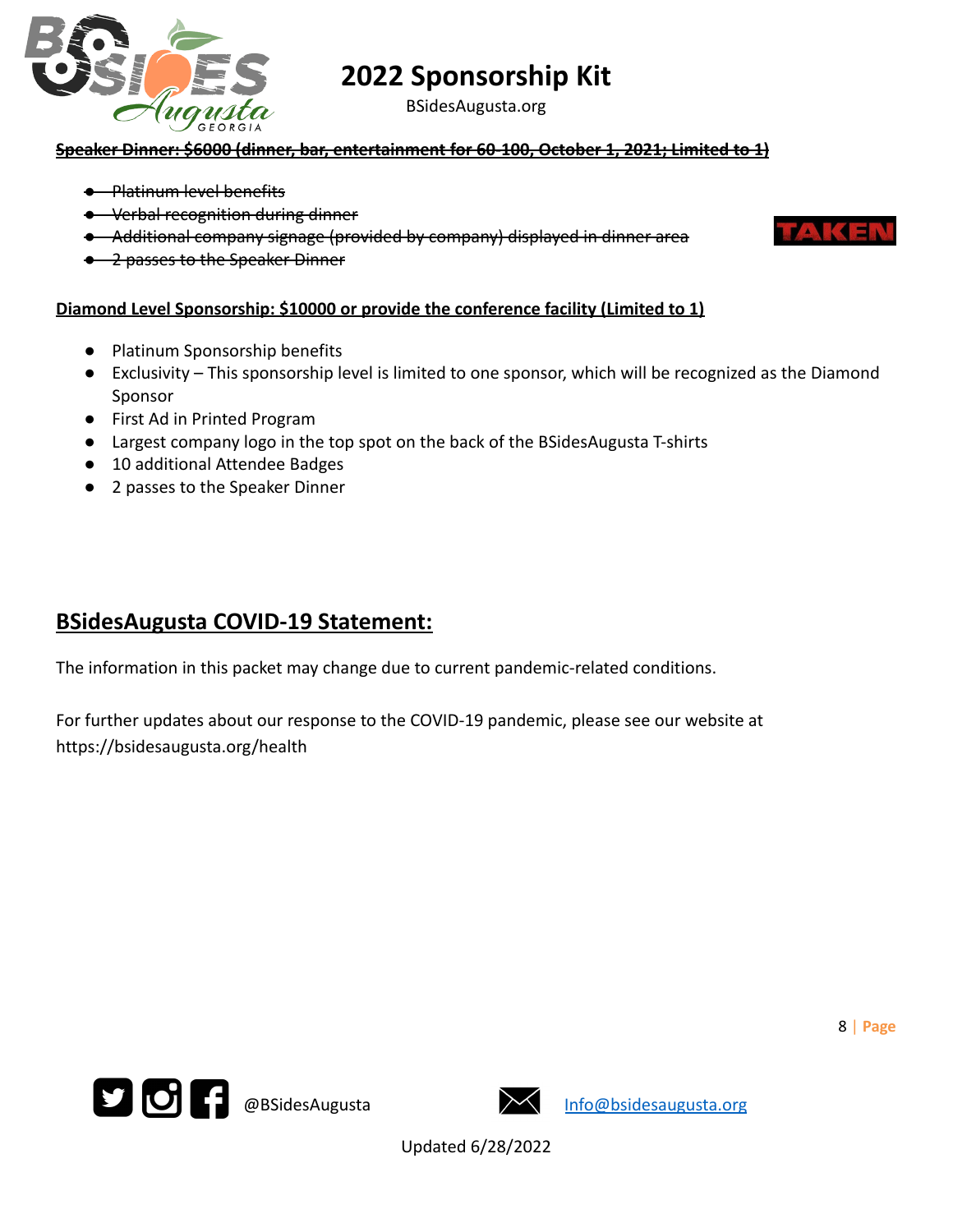~~**Speaker Dinner: $6000 (dinner, bar, entertainment for 60-100, October 1, 2021; Limited to 1)**~~

- ~~Platinum level benefits~~
- ~~Verbal recognition during dinner~~
- ~~Additional company signage (provided by company) displayed in dinner area~~
- ~~2 passes to the Speaker Dinner~~

TAKEN

**Diamond Level Sponsorship: $10000 or provide the conference facility (Limited to 1)**

- Platinum Sponsorship benefits
- Exclusivity – This sponsorship level is limited to one sponsor, which will be recognized as the Diamond Sponsor
- First Ad in Printed Program
- Largest company logo in the top spot on the back of the BSidesAugusta T-shirts
- 10 additional Attendee Badges
- 2 passes to the Speaker Dinner

## BSidesAugusta COVID-19 Statement:

The information in this packet may change due to current pandemic-related conditions.

For further updates about our response to the COVID-19 pandemic, please see our website at https://bsidesaugusta.org/health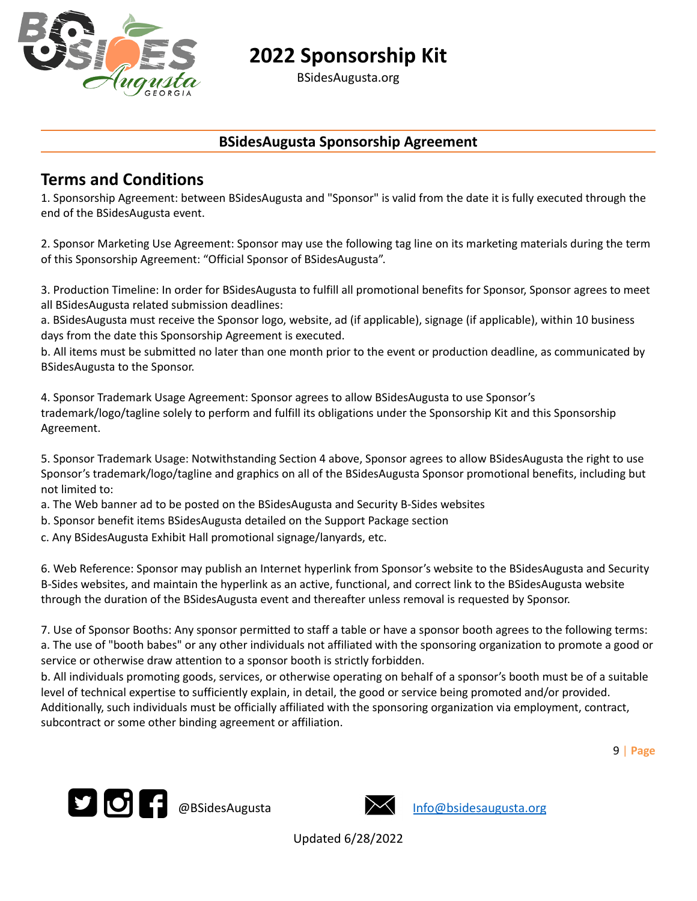## BSidesAugusta Sponsorship Agreement

## Terms and Conditions

1. Sponsorship Agreement: between BSidesAugusta and "Sponsor" is valid from the date it is fully executed through the end of the BSidesAugusta event.

2. Sponsor Marketing Use Agreement: Sponsor may use the following tag line on its marketing materials during the term of this Sponsorship Agreement: “Official Sponsor of BSidesAugusta”.

3. Production Timeline: In order for BSidesAugusta to fulfill all promotional benefits for Sponsor, Sponsor agrees to meet all BSidesAugusta related submission deadlines:
a. BSidesAugusta must receive the Sponsor logo, website, ad (if applicable), signage (if applicable), within 10 business days from the date this Sponsorship Agreement is executed.
b. All items must be submitted no later than one month prior to the event or production deadline, as communicated by BSidesAugusta to the Sponsor.

4. Sponsor Trademark Usage Agreement: Sponsor agrees to allow BSidesAugusta to use Sponsor’s trademark/logo/tagline solely to perform and fulfill its obligations under the Sponsorship Kit and this Sponsorship Agreement.

5. Sponsor Trademark Usage: Notwithstanding Section 4 above, Sponsor agrees to allow BSidesAugusta the right to use Sponsor’s trademark/logo/tagline and graphics on all of the BSidesAugusta Sponsor promotional benefits, including but not limited to:
a. The Web banner ad to be posted on the BSidesAugusta and Security B-Sides websites
b. Sponsor benefit items BSidesAugusta detailed on the Support Package section
c. Any BSidesAugusta Exhibit Hall promotional signage/lanyards, etc.

6. Web Reference: Sponsor may publish an Internet hyperlink from Sponsor’s website to the BSidesAugusta and Security B-Sides websites, and maintain the hyperlink as an active, functional, and correct link to the BSidesAugusta website through the duration of the BSidesAugusta event and thereafter unless removal is requested by Sponsor.

7. Use of Sponsor Booths: Any sponsor permitted to staff a table or have a sponsor booth agrees to the following terms:
a. The use of "booth babes" or any other individuals not affiliated with the sponsoring organization to promote a good or service or otherwise draw attention to a sponsor booth is strictly forbidden.
b. All individuals promoting goods, services, or otherwise operating on behalf of a sponsor’s booth must be of a suitable level of technical expertise to sufficiently explain, in detail, the good or service being promoted and/or provided. Additionally, such individuals must be officially affiliated with the sponsoring organization via employment, contract, subcontract or some other binding agreement or affiliation.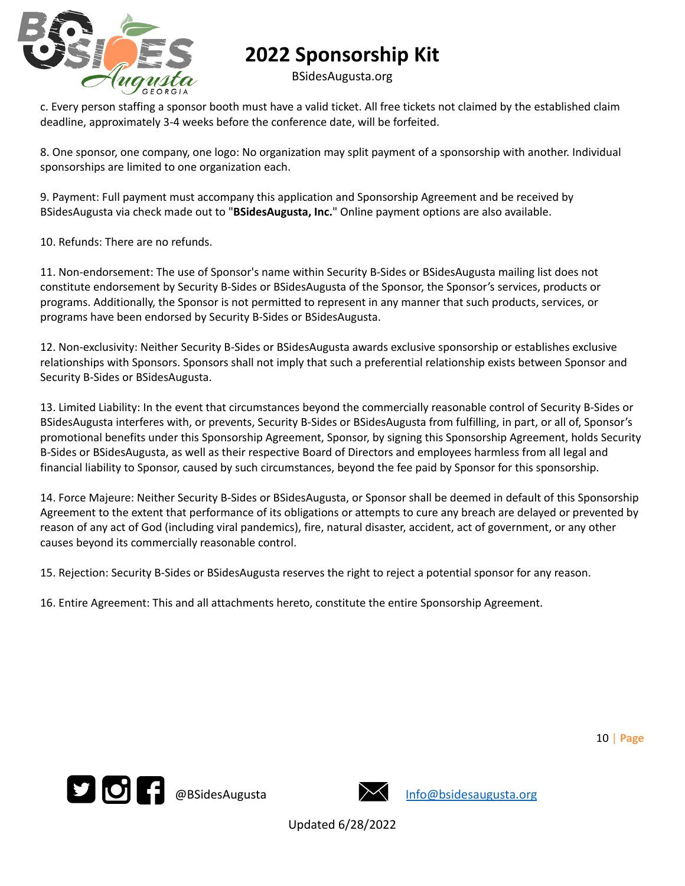c. Every person staffing a sponsor booth must have a valid ticket. All free tickets not claimed by the established claim deadline, approximately 3-4 weeks before the conference date, will be forfeited.

8. One sponsor, one company, one logo: No organization may split payment of a sponsorship with another. Individual sponsorships are limited to one organization each.

9. Payment: Full payment must accompany this application and Sponsorship Agreement and be received by BSidesAugusta via check made out to "**BSidesAugusta, Inc.**" Online payment options are also available.

10. Refunds: There are no refunds.

11. Non-endorsement: The use of Sponsor's name within Security B-Sides or BSidesAugusta mailing list does not constitute endorsement by Security B-Sides or BSidesAugusta of the Sponsor, the Sponsor's services, products or programs. Additionally, the Sponsor is not permitted to represent in any manner that such products, services, or programs have been endorsed by Security B-Sides or BSidesAugusta.

12. Non-exclusivity: Neither Security B-Sides or BSidesAugusta awards exclusive sponsorship or establishes exclusive relationships with Sponsors. Sponsors shall not imply that such a preferential relationship exists between Sponsor and Security B-Sides or BSidesAugusta.

13. Limited Liability: In the event that circumstances beyond the commercially reasonable control of Security B-Sides or BSidesAugusta interferes with, or prevents, Security B-Sides or BSidesAugusta from fulfilling, in part, or all of, Sponsor's promotional benefits under this Sponsorship Agreement, Sponsor, by signing this Sponsorship Agreement, holds Security B-Sides or BSidesAugusta, as well as their respective Board of Directors and employees harmless from all legal and financial liability to Sponsor, caused by such circumstances, beyond the fee paid by Sponsor for this sponsorship.

14. Force Majeure: Neither Security B-Sides or BSidesAugusta, or Sponsor shall be deemed in default of this Sponsorship Agreement to the extent that performance of its obligations or attempts to cure any breach are delayed or prevented by reason of any act of God (including viral pandemics), fire, natural disaster, accident, act of government, or any other causes beyond its commercially reasonable control.

15. Rejection: Security B-Sides or BSidesAugusta reserves the right to reject a potential sponsor for any reason.

16. Entire Agreement: This and all attachments hereto, constitute the entire Sponsorship Agreement.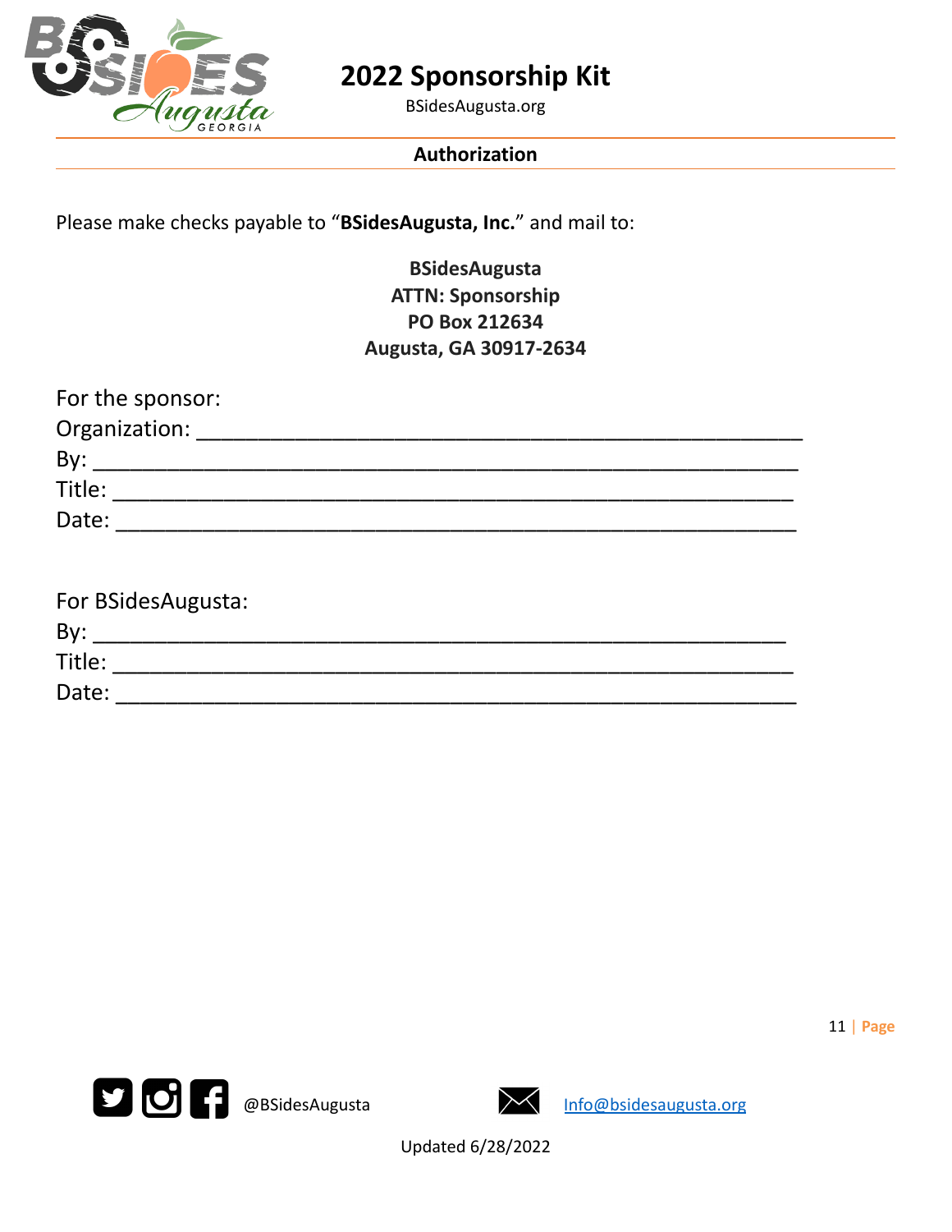## Authorization

Please make checks payable to "**BSidesAugusta, Inc.**" and mail to:

**BSidesAugusta**
**ATTN: Sponsorship**
**PO Box 212634**
**Augusta, GA 30917-2634**

For the sponsor:
Organization: ___________________________________________
By: _______________________________________________
Title: _______________________________________________
Date: _______________________________________________

For BSidesAugusta:
By: _______________________________________________
Title: _______________________________________________
Date: _______________________________________________